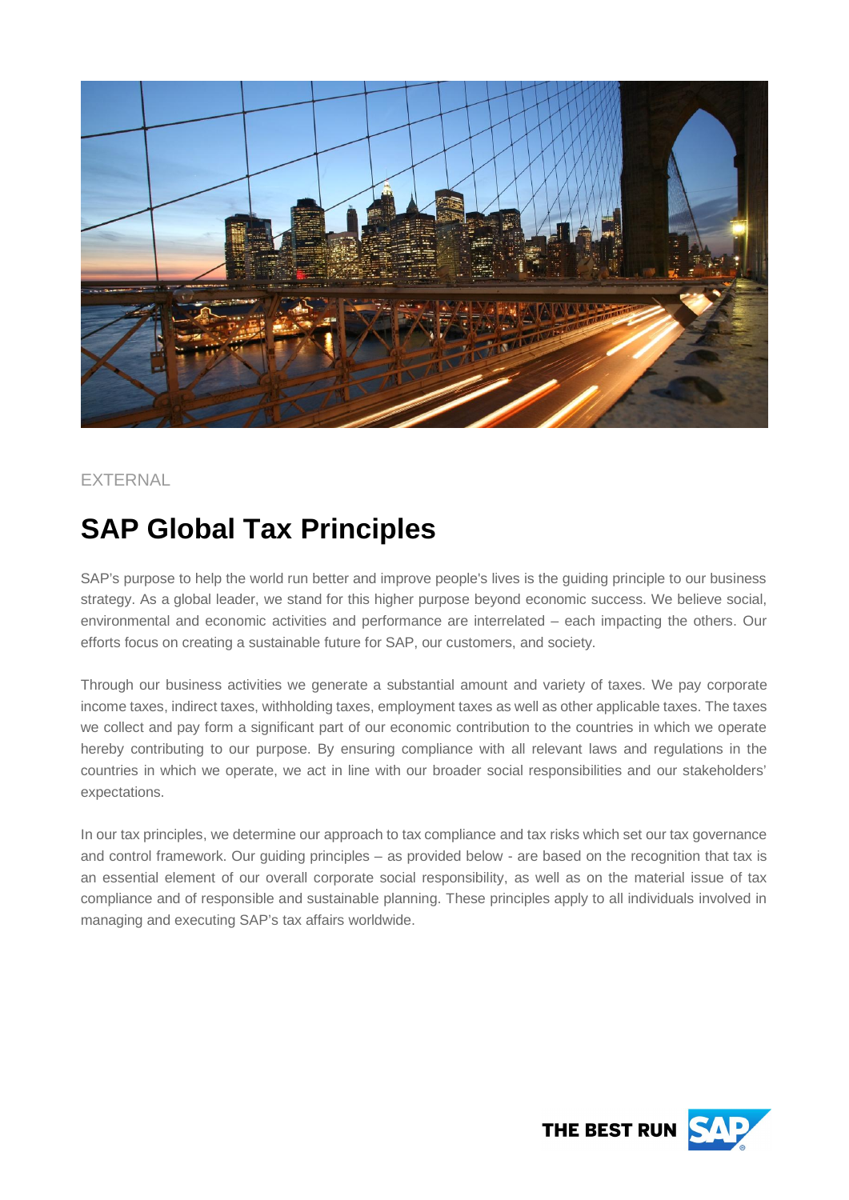EXTERNAL

# SAP Global Tax Principles

SAP's purpose to help the world run better and improve people's lives is the guiding principle to our business strategy. As a global leader, we stand for this higher purpose beyond economic success. We believe social, environmental and economic activities and performance are interrelated – each impacting the others. Our efforts focus on creating a sustainable future for SAP, our customers, and society.

Through our business activities we generate a substantial amount and variety of taxes. We pay corporate income taxes, indirect taxes, withholding taxes, employment taxes as well as other applicable taxes. The taxes we collect and pay form a significant part of our economic contribution to the countries in which we operate hereby contributing to our purpose. By ensuring compliance with all relevant laws and regulations in the countries in which we operate, we act in line with our broader social responsibilities and our stakeholders' expectations.

In our tax principles, we determine our approach to tax compliance and tax risks which set our tax governance and control framework. Our guiding principles – as provided below - are based on the recognition that tax is an essential element of our overall corporate social responsibility, as well as on the material issue of tax compliance and of responsible and sustainable planning. These principles apply to all individuals involved in managing and executing SAP's tax affairs worldwide.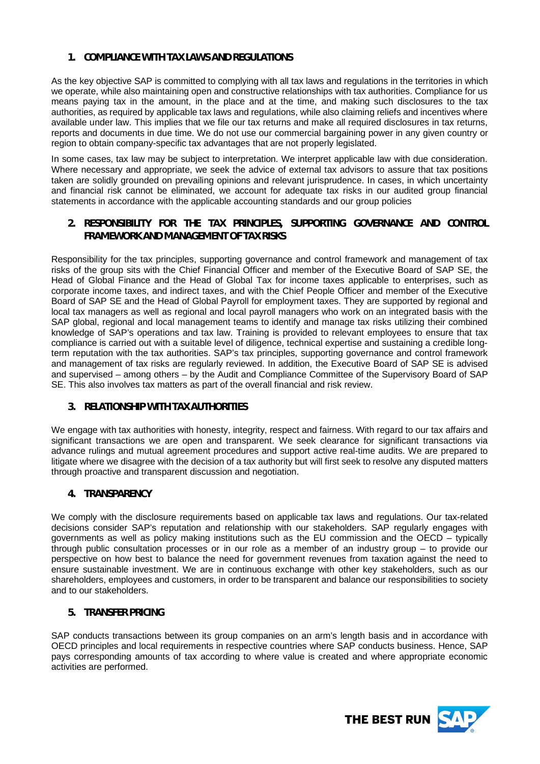## 1. COMPLIANCE WITH TAX LAWS AND REGULATIONS

As the key objective SAP is committed to complying with all tax laws and regulations in the territories in which we operate, while also maintaining open and constructive relationships with tax authorities. Compliance for us means paying tax in the amount, in the place and at the time, and making such disclosures to the tax authorities, as required by applicable tax laws and regulations, while also claiming reliefs and incentives where available under law. This implies that we file our tax returns and make all required disclosures in tax returns, reports and documents in due time. We do not use our commercial bargaining power in any given country or region to obtain company-specific tax advantages that are not properly legislated.

In some cases, tax law may be subject to interpretation. We interpret applicable law with due consideration. Where necessary and appropriate, we seek the advice of external tax advisors to assure that tax positions taken are solidly grounded on prevailing opinions and relevant jurisprudence. In cases, in which uncertainty and financial risk cannot be eliminated, we account for adequate tax risks in our audited group financial statements in accordance with the applicable accounting standards and our group policies

## 2. RESPONSIBILITY FOR THE TAX PRINCIPLES, SUPPORTING GOVERNANCE AND CONTROL FRAMEWORK AND MANAGEMENT OF TAX RISKS

Responsibility for the tax principles, supporting governance and control framework and management of tax risks of the group sits with the Chief Financial Officer and member of the Executive Board of SAP SE, the Head of Global Finance and the Head of Global Tax for income taxes applicable to enterprises, such as corporate income taxes, and indirect taxes, and with the Chief People Officer and member of the Executive Board of SAP SE and the Head of Global Payroll for employment taxes. They are supported by regional and local tax managers as well as regional and local payroll managers who work on an integrated basis with the SAP global, regional and local management teams to identify and manage tax risks utilizing their combined knowledge of SAP's operations and tax law. Training is provided to relevant employees to ensure that tax compliance is carried out with a suitable level of diligence, technical expertise and sustaining a credible long-term reputation with the tax authorities. SAP's tax principles, supporting governance and control framework and management of tax risks are regularly reviewed. In addition, the Executive Board of SAP SE is advised and supervised – among others – by the Audit and Compliance Committee of the Supervisory Board of SAP SE. This also involves tax matters as part of the overall financial and risk review.

## 3. RELATIONSHIP WITH TAX AUTHORITIES

We engage with tax authorities with honesty, integrity, respect and fairness. With regard to our tax affairs and significant transactions we are open and transparent. We seek clearance for significant transactions via advance rulings and mutual agreement procedures and support active real-time audits. We are prepared to litigate where we disagree with the decision of a tax authority but will first seek to resolve any disputed matters through proactive and transparent discussion and negotiation.

## 4. TRANSPARENCY

We comply with the disclosure requirements based on applicable tax laws and regulations. Our tax-related decisions consider SAP's reputation and relationship with our stakeholders. SAP regularly engages with governments as well as policy making institutions such as the EU commission and the OECD – typically through public consultation processes or in our role as a member of an industry group – to provide our perspective on how best to balance the need for government revenues from taxation against the need to ensure sustainable investment. We are in continuous exchange with other key stakeholders, such as our shareholders, employees and customers, in order to be transparent and balance our responsibilities to society and to our stakeholders.

## 5. TRANSFER PRICING

SAP conducts transactions between its group companies on an arm's length basis and in accordance with OECD principles and local requirements in respective countries where SAP conducts business. Hence, SAP pays corresponding amounts of tax according to where value is created and where appropriate economic activities are performed.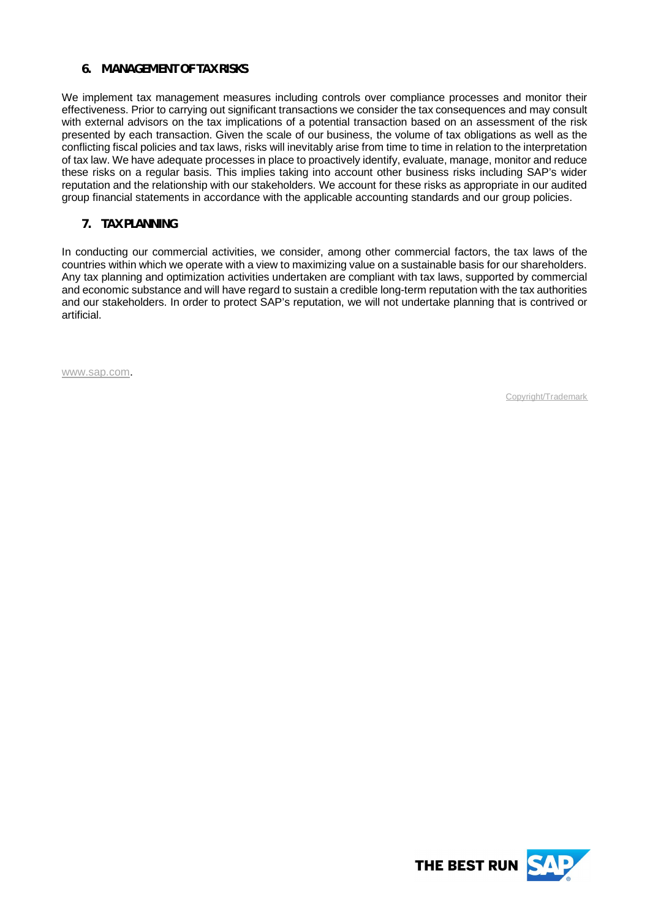## 6. MANAGEMENT OF TAX RISKS

We implement tax management measures including controls over compliance processes and monitor their effectiveness. Prior to carrying out significant transactions we consider the tax consequences and may consult with external advisors on the tax implications of a potential transaction based on an assessment of the risk presented by each transaction. Given the scale of our business, the volume of tax obligations as well as the conflicting fiscal policies and tax laws, risks will inevitably arise from time to time in relation to the interpretation of tax law. We have adequate processes in place to proactively identify, evaluate, manage, monitor and reduce these risks on a regular basis. This implies taking into account other business risks including SAP's wider reputation and the relationship with our stakeholders. We account for these risks as appropriate in our audited group financial statements in accordance with the applicable accounting standards and our group policies.

## 7. TAX PLANNING

In conducting our commercial activities, we consider, among other commercial factors, the tax laws of the countries within which we operate with a view to maximizing value on a sustainable basis for our shareholders. Any tax planning and optimization activities undertaken are compliant with tax laws, supported by commercial and economic substance and will have regard to sustain a credible long-term reputation with the tax authorities and our stakeholders. In order to protect SAP's reputation, we will not undertake planning that is contrived or artificial.

www.sap.com.

Copyright/Trademark

THE BEST RUN SAP